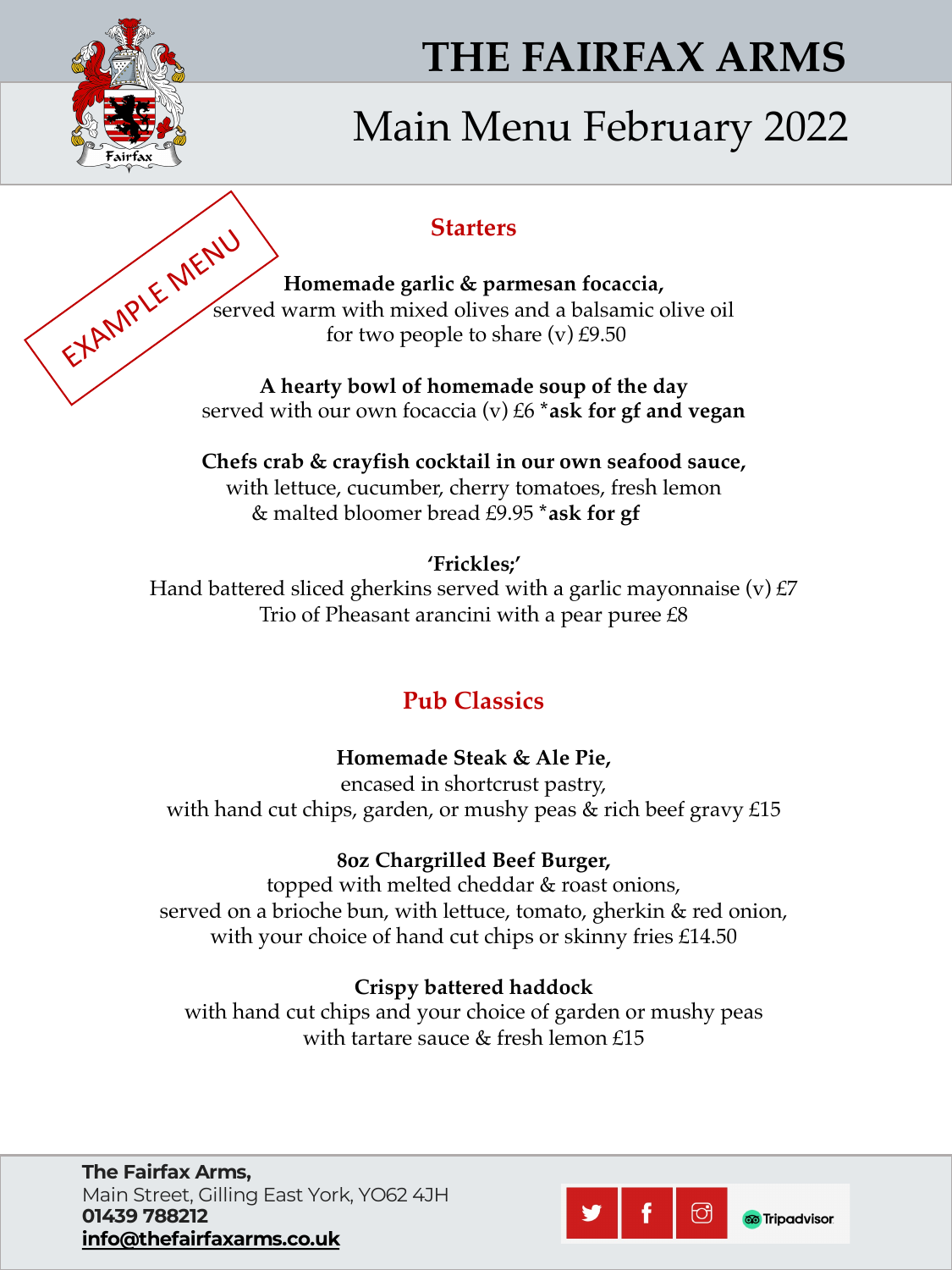# THE FAIRFAX ARMS

## Main Menu February 2022

EXAMPLE MENU

### Starters

**Homemade garlic & parmesan focaccia,**
served warm with mixed olives and a balsamic olive oil
for two people to share (v) £9.50

**A hearty bowl of homemade soup of the day**
served with our own focaccia (v) £6 ***ask for gf and vegan**

**Chefs crab & crayfish cocktail in our own seafood sauce,**
with lettuce, cucumber, cherry tomatoes, fresh lemon
& malted bloomer bread £9.95 ***ask for gf**

**'Frickles;'**
Hand battered sliced gherkins served with a garlic mayonnaise (v) £7
Trio of Pheasant arancini with a pear puree £8

### Pub Classics

**Homemade Steak & Ale Pie,**
encased in shortcrust pastry,
with hand cut chips, garden, or mushy peas & rich beef gravy £15

**8oz Chargrilled Beef Burger,**
topped with melted cheddar & roast onions,
served on a brioche bun, with lettuce, tomato, gherkin & red onion,
with your choice of hand cut chips or skinny fries £14.50

**Crispy battered haddock**
with hand cut chips and your choice of garden or mushy peas
with tartare sauce & fresh lemon £15

**The Fairfax Arms,**
Main Street, Gilling East York, YO62 4JH
**01439 788212**
**info@thefairfaxarms.co.uk**

Tripadvisor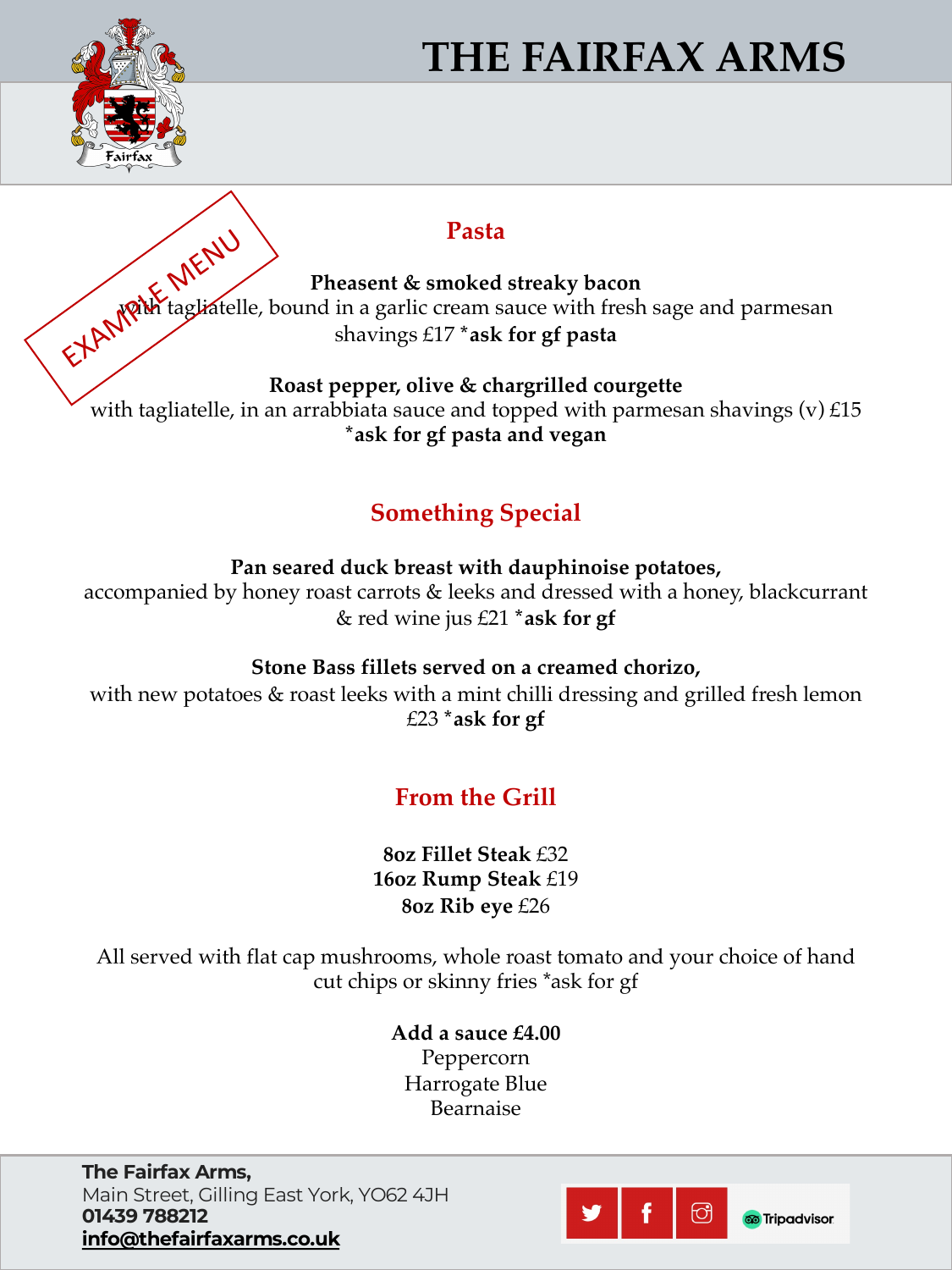# THE FAIRFAX ARMS

EXAMPLE MENU

## Pasta

**Pheasent & smoked streaky bacon**
with tagliatelle, bound in a garlic cream sauce with fresh sage and parmesan shavings £17 ***ask for gf pasta**

**Roast pepper, olive & chargrilled courgette**
with tagliatelle, in an arrabbiata sauce and topped with parmesan shavings (v) £15 ***ask for gf pasta and vegan**

## Something Special

**Pan seared duck breast with dauphinoise potatoes,**
accompanied by honey roast carrots & leeks and dressed with a honey, blackcurrant & red wine jus £21 ***ask for gf**

**Stone Bass fillets served on a creamed chorizo,**
with new potatoes & roast leeks with a mint chilli dressing and grilled fresh lemon £23 ***ask for gf**

## From the Grill

**8oz Fillet Steak** £32
**16oz Rump Steak** £19
**8oz Rib eye** £26

All served with flat cap mushrooms, whole roast tomato and your choice of hand cut chips or skinny fries *ask for gf

**Add a sauce £4.00**
Peppercorn
Harrogate Blue
Bearnaise

**The Fairfax Arms,**
Main Street, Gilling East York, YO62 4JH
**01439 788212**
**info@thefairfaxarms.co.uk**

Tripadvisor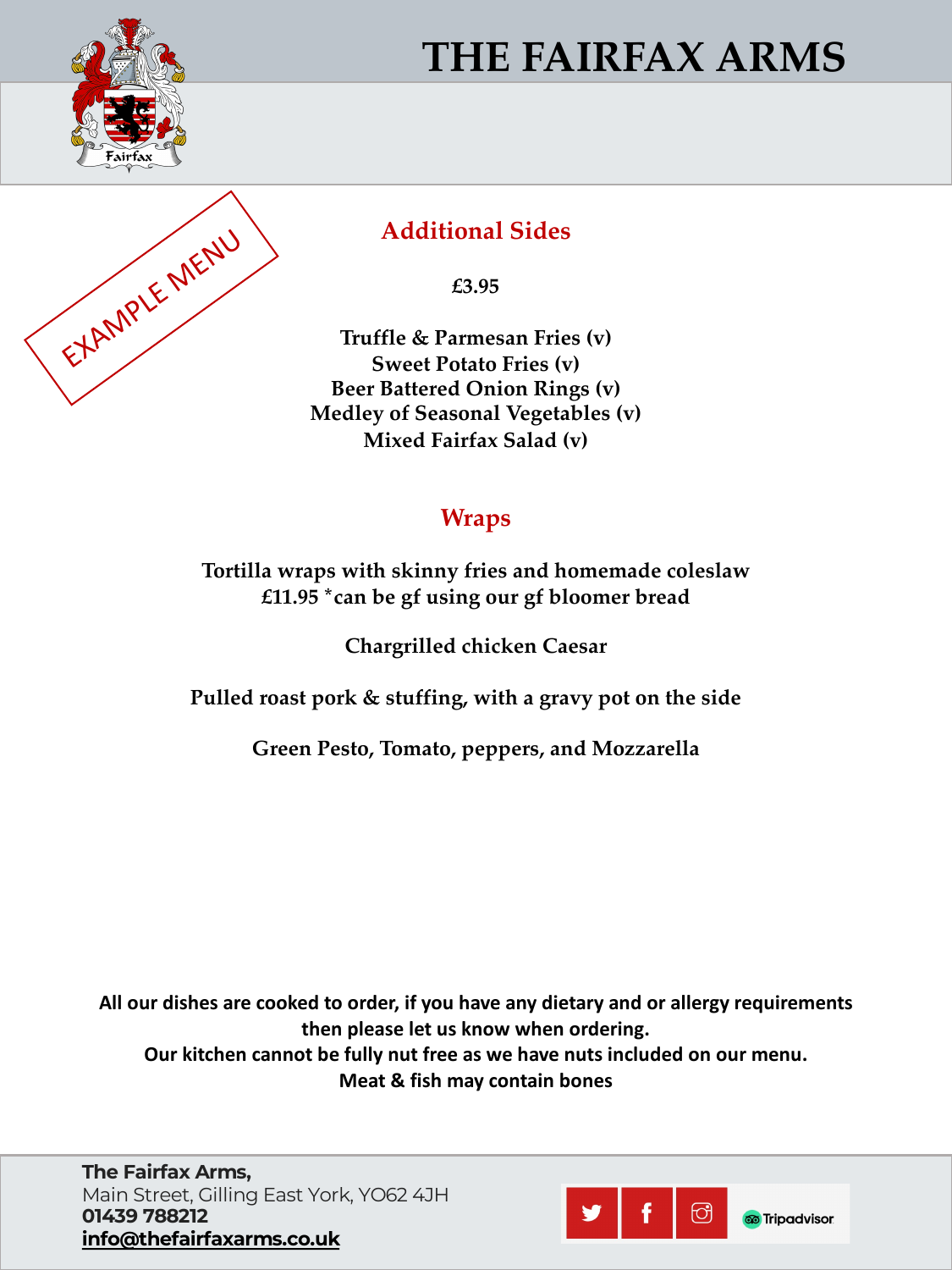# THE FAIRFAX ARMS

EXAMPLE MENU

## Additional Sides

**£3.95**

**Truffle & Parmesan Fries (v)**
**Sweet Potato Fries (v)**
**Beer Battered Onion Rings (v)**
**Medley of Seasonal Vegetables (v)**
**Mixed Fairfax Salad (v)**

## Wraps

**Tortilla wraps with skinny fries and homemade coleslaw**
**£11.95 *can be gf using our gf bloomer bread**

**Chargrilled chicken Caesar**

**Pulled roast pork & stuffing, with a gravy pot on the side**

**Green Pesto, Tomato, peppers, and Mozzarella**

**All our dishes are cooked to order, if you have any dietary and or allergy requirements then please let us know when ordering.**
**Our kitchen cannot be fully nut free as we have nuts included on our menu.**
**Meat & fish may contain bones**

**The Fairfax Arms,**
Main Street, Gilling East York, YO62 4JH
**01439 788212**
**info@thefairfaxarms.co.uk**

Tripadvisor